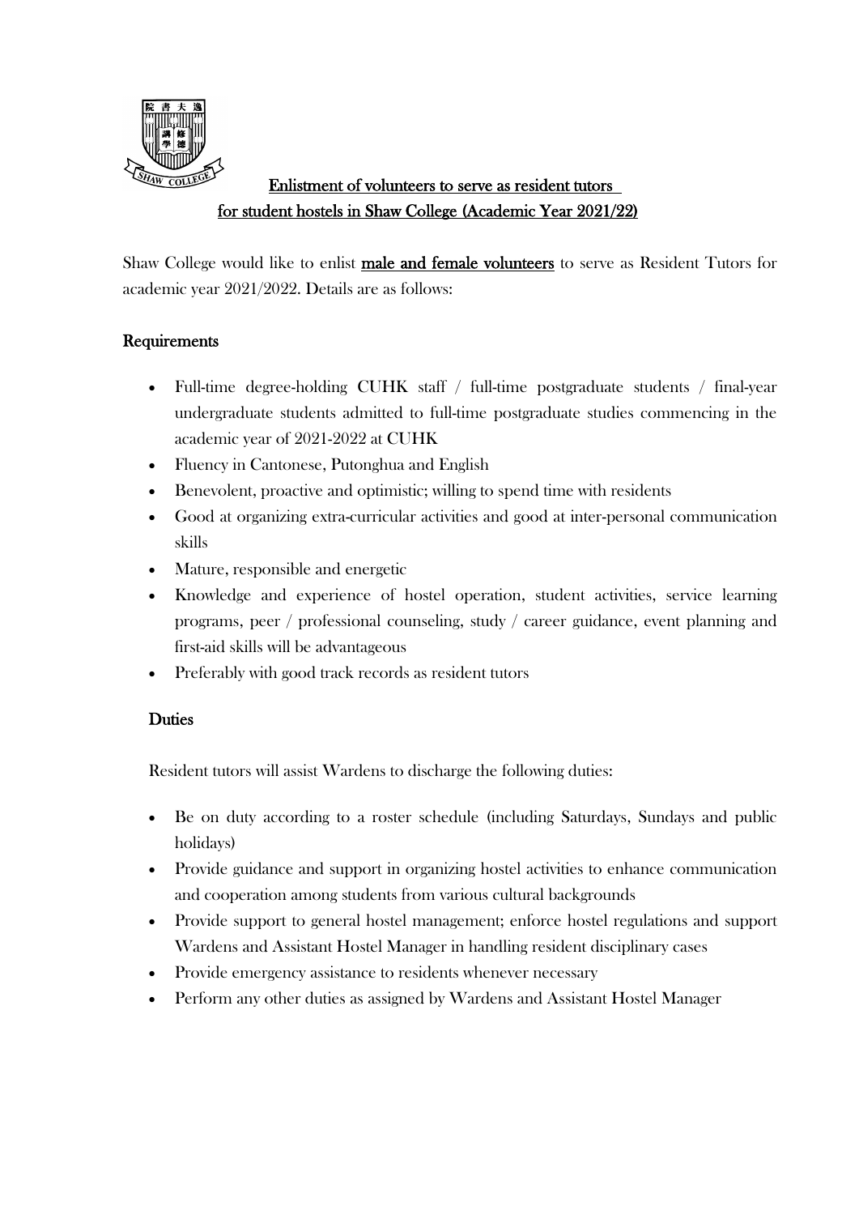# Enlistment of volunteers to serve as resident tutors for student hostels in Shaw College (Academic Year 2021/22)

Shaw College would like to enlist **male and female volunteers** to serve as Resident Tutors for academic year 2021/2022. Details are as follows:

## Requirements

- Full-time degree-holding CUHK staff / full-time postgraduate students / final-year undergraduate students admitted to full-time postgraduate studies commencing in the academic year of 2021-2022 at CUHK
- Fluency in Cantonese, Putonghua and English
- Benevolent, proactive and optimistic; willing to spend time with residents
- Good at organizing extra-curricular activities and good at inter-personal communication skills
- Mature, responsible and energetic
- Knowledge and experience of hostel operation, student activities, service learning programs, peer / professional counseling, study / career guidance, event planning and first-aid skills will be advantageous
- Preferably with good track records as resident tutors

## Duties

Resident tutors will assist Wardens to discharge the following duties:

- Be on duty according to a roster schedule (including Saturdays, Sundays and public holidays)
- Provide guidance and support in organizing hostel activities to enhance communication and cooperation among students from various cultural backgrounds
- Provide support to general hostel management; enforce hostel regulations and support Wardens and Assistant Hostel Manager in handling resident disciplinary cases
- Provide emergency assistance to residents whenever necessary
- Perform any other duties as assigned by Wardens and Assistant Hostel Manager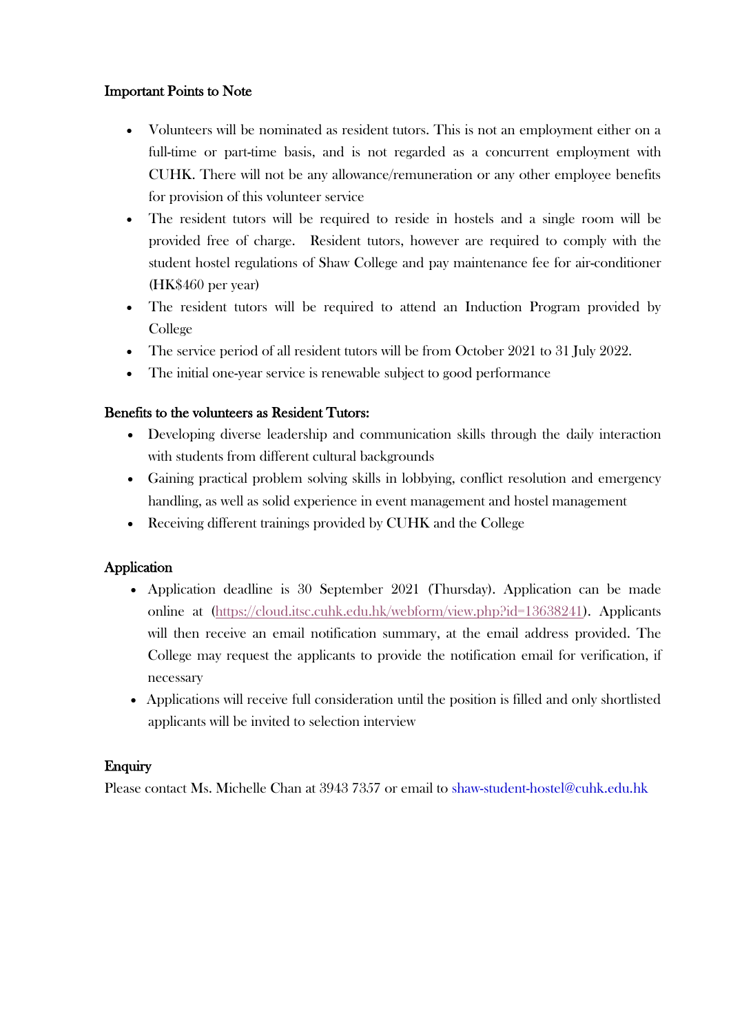## Important Points to Note

- Volunteers will be nominated as resident tutors. This is not an employment either on a full-time or part-time basis, and is not regarded as a concurrent employment with CUHK. There will not be any allowance/remuneration or any other employee benefits for provision of this volunteer service
- The resident tutors will be required to reside in hostels and a single room will be provided free of charge. Resident tutors, however are required to comply with the student hostel regulations of Shaw College and pay maintenance fee for air-conditioner (HK$460 per year)
- The resident tutors will be required to attend an Induction Program provided by College
- The service period of all resident tutors will be from October 2021 to 31 July 2022.
- The initial one-year service is renewable subject to good performance

## Benefits to the volunteers as Resident Tutors:

- Developing diverse leadership and communication skills through the daily interaction with students from different cultural backgrounds
- Gaining practical problem solving skills in lobbying, conflict resolution and emergency handling, as well as solid experience in event management and hostel management
- Receiving different trainings provided by CUHK and the College

## Application

- Application deadline is 30 September 2021 (Thursday). Application can be made online at (https://cloud.itsc.cuhk.edu.hk/webform/view.php?id=13638241). Applicants will then receive an email notification summary, at the email address provided. The College may request the applicants to provide the notification email for verification, if necessary
- Applications will receive full consideration until the position is filled and only shortlisted applicants will be invited to selection interview

## Enquiry

Please contact Ms. Michelle Chan at 3943 7357 or email to shaw-student-hostel@cuhk.edu.hk